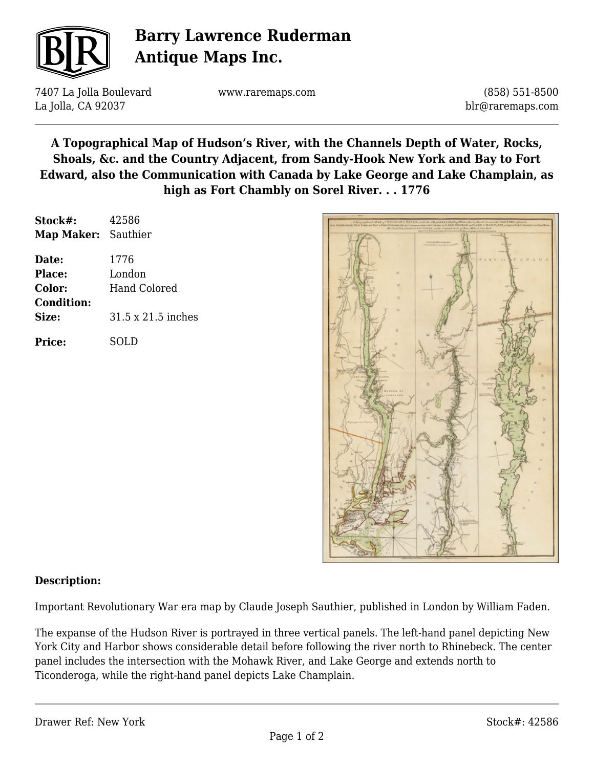# Barry Lawrence Ruderman Antique Maps Inc.

7407 La Jolla Boulevard
La Jolla, CA 92037

www.raremaps.com

(858) 551-8500
blr@raremaps.com

## A Topographical Map of Hudson's River, with the Channels Depth of Water, Rocks, Shoals, &c. and the Country Adjacent, from Sandy-Hook New York and Bay to Fort Edward, also the Communication with Canada by Lake George and Lake Champlain, as high as Fort Chambly on Sorel River. . . 1776

**Stock#:** 42586
**Map Maker:** Sauthier

**Date:** 1776
**Place:** London
**Color:** Hand Colored
**Condition:**
**Size:** 31.5 x 21.5 inches

**Price:** SOLD

### Description:

Important Revolutionary War era map by Claude Joseph Sauthier, published in London by William Faden.

The expanse of the Hudson River is portrayed in three vertical panels. The left-hand panel depicting New York City and Harbor shows considerable detail before following the river north to Rhinebeck. The center panel includes the intersection with the Mohawk River, and Lake George and extends north to Ticonderoga, while the right-hand panel depicts Lake Champlain.

Drawer Ref: New York

Stock#: 42586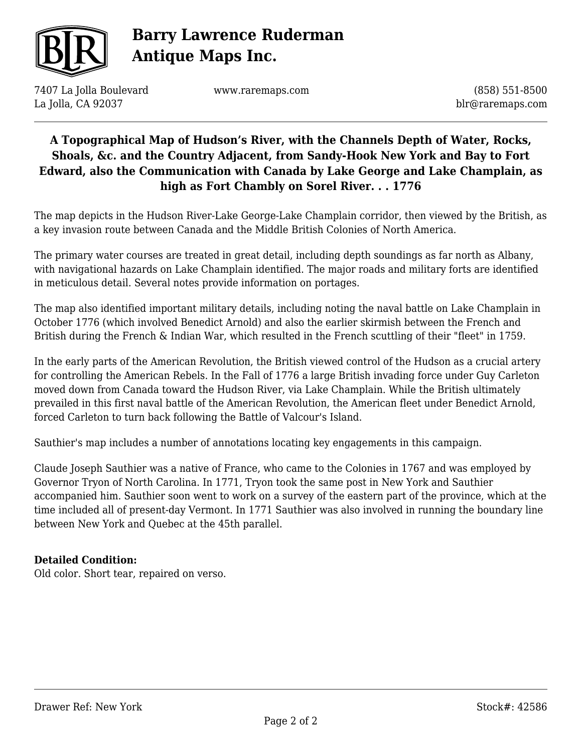# A Topographical Map of Hudson's River, with the Channels Depth of Water, Rocks, Shoals, &c. and the Country Adjacent, from Sandy-Hook New York and Bay to Fort Edward, also the Communication with Canada by Lake George and Lake Champlain, as high as Fort Chambly on Sorel River. . . 1776

The map depicts in the Hudson River-Lake George-Lake Champlain corridor, then viewed by the British, as a key invasion route between Canada and the Middle British Colonies of North America.

The primary water courses are treated in great detail, including depth soundings as far north as Albany, with navigational hazards on Lake Champlain identified. The major roads and military forts are identified in meticulous detail. Several notes provide information on portages.

The map also identified important military details, including noting the naval battle on Lake Champlain in October 1776 (which involved Benedict Arnold) and also the earlier skirmish between the French and British during the French & Indian War, which resulted in the French scuttling of their "fleet" in 1759.

In the early parts of the American Revolution, the British viewed control of the Hudson as a crucial artery for controlling the American Rebels. In the Fall of 1776 a large British invading force under Guy Carleton moved down from Canada toward the Hudson River, via Lake Champlain. While the British ultimately prevailed in this first naval battle of the American Revolution, the American fleet under Benedict Arnold, forced Carleton to turn back following the Battle of Valcour's Island.

Sauthier's map includes a number of annotations locating key engagements in this campaign.

Claude Joseph Sauthier was a native of France, who came to the Colonies in 1767 and was employed by Governor Tryon of North Carolina. In 1771, Tryon took the same post in New York and Sauthier accompanied him. Sauthier soon went to work on a survey of the eastern part of the province, which at the time included all of present-day Vermont. In 1771 Sauthier was also involved in running the boundary line between New York and Quebec at the 45th parallel.

**Detailed Condition:**
Old color. Short tear, repaired on verso.

Drawer Ref: New York

Stock#: 42586